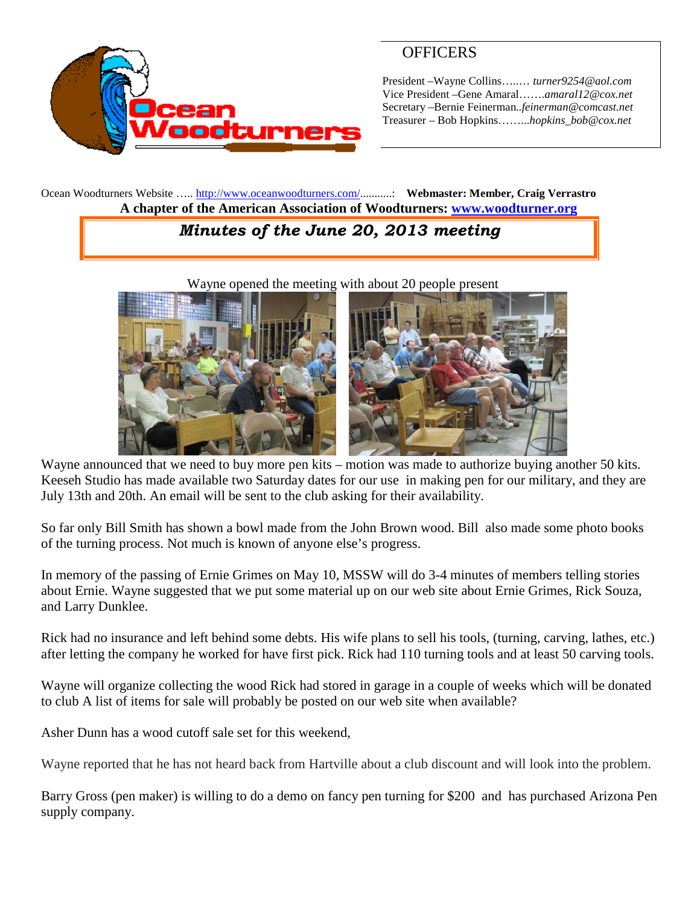## OFFICERS

President –Wayne Collins…..… *turner9254@aol.com*
Vice President –Gene Amaral…….*amaral12@cox.net*
Secretary –Bernie Feinerman..*feinerman@comcast.net*
Treasurer – Bob Hopkins……...*hopkins_bob@cox.net*

Ocean Woodturners Website ….. http://www.oceanwoodturners.com/..........: **Webmaster: Member, Craig Verrastro**

**A chapter of the American Association of Woodturners: www.woodturner.org**

# *Minutes of the June 20, 2013 meeting*

Wayne opened the meeting with about 20 people present

Wayne announced that we need to buy more pen kits – motion was made to authorize buying another 50 kits. Keeseh Studio has made available two Saturday dates for our use in making pen for our military, and they are July 13th and 20th. An email will be sent to the club asking for their availability.

So far only Bill Smith has shown a bowl made from the John Brown wood. Bill also made some photo books of the turning process. Not much is known of anyone else's progress.

In memory of the passing of Ernie Grimes on May 10, MSSW will do 3-4 minutes of members telling stories about Ernie. Wayne suggested that we put some material up on our web site about Ernie Grimes, Rick Souza, and Larry Dunklee.

Rick had no insurance and left behind some debts. His wife plans to sell his tools, (turning, carving, lathes, etc.) after letting the company he worked for have first pick. Rick had 110 turning tools and at least 50 carving tools.

Wayne will organize collecting the wood Rick had stored in garage in a couple of weeks which will be donated to club A list of items for sale will probably be posted on our web site when available?

Asher Dunn has a wood cutoff sale set for this weekend,

Wayne reported that he has not heard back from Hartville about a club discount and will look into the problem.

Barry Gross (pen maker) is willing to do a demo on fancy pen turning for $200 and has purchased Arizona Pen supply company.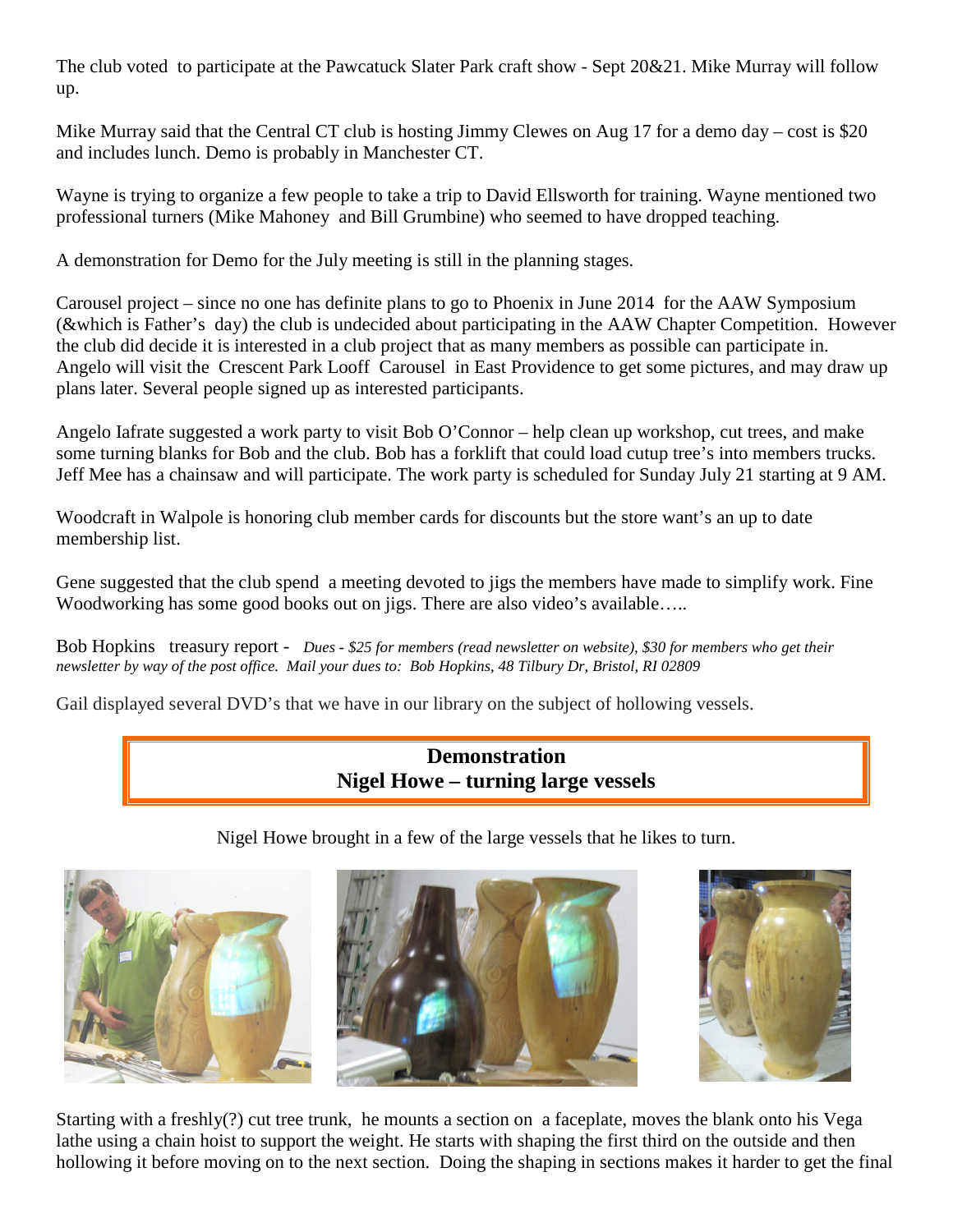The club voted to participate at the Pawcatuck Slater Park craft show - Sept 20&21. Mike Murray will follow up.

Mike Murray said that the Central CT club is hosting Jimmy Clewes on Aug 17 for a demo day – cost is $20 and includes lunch. Demo is probably in Manchester CT.

Wayne is trying to organize a few people to take a trip to David Ellsworth for training. Wayne mentioned two professional turners (Mike Mahoney and Bill Grumbine) who seemed to have dropped teaching.

A demonstration for Demo for the July meeting is still in the planning stages.

Carousel project – since no one has definite plans to go to Phoenix in June 2014 for the AAW Symposium (&which is Father's day) the club is undecided about participating in the AAW Chapter Competition. However the club did decide it is interested in a club project that as many members as possible can participate in. Angelo will visit the Crescent Park Looff Carousel in East Providence to get some pictures, and may draw up plans later. Several people signed up as interested participants.

Angelo Iafrate suggested a work party to visit Bob O'Connor – help clean up workshop, cut trees, and make some turning blanks for Bob and the club. Bob has a forklift that could load cutup tree's into members trucks. Jeff Mee has a chainsaw and will participate. The work party is scheduled for Sunday July 21 starting at 9 AM.

Woodcraft in Walpole is honoring club member cards for discounts but the store want's an up to date membership list.

Gene suggested that the club spend a meeting devoted to jigs the members have made to simplify work. Fine Woodworking has some good books out on jigs. There are also video's available…..

Bob Hopkins treasury report - *Dues - $25 for members (read newsletter on website), $30 for members who get their newsletter by way of the post office. Mail your dues to: Bob Hopkins, 48 Tilbury Dr, Bristol, RI 02809*

Gail displayed several DVD's that we have in our library on the subject of hollowing vessels.

## Demonstration
## Nigel Howe – turning large vessels

Nigel Howe brought in a few of the large vessels that he likes to turn.

Starting with a freshly(?) cut tree trunk, he mounts a section on a faceplate, moves the blank onto his Vega lathe using a chain hoist to support the weight. He starts with shaping the first third on the outside and then hollowing it before moving on to the next section. Doing the shaping in sections makes it harder to get the final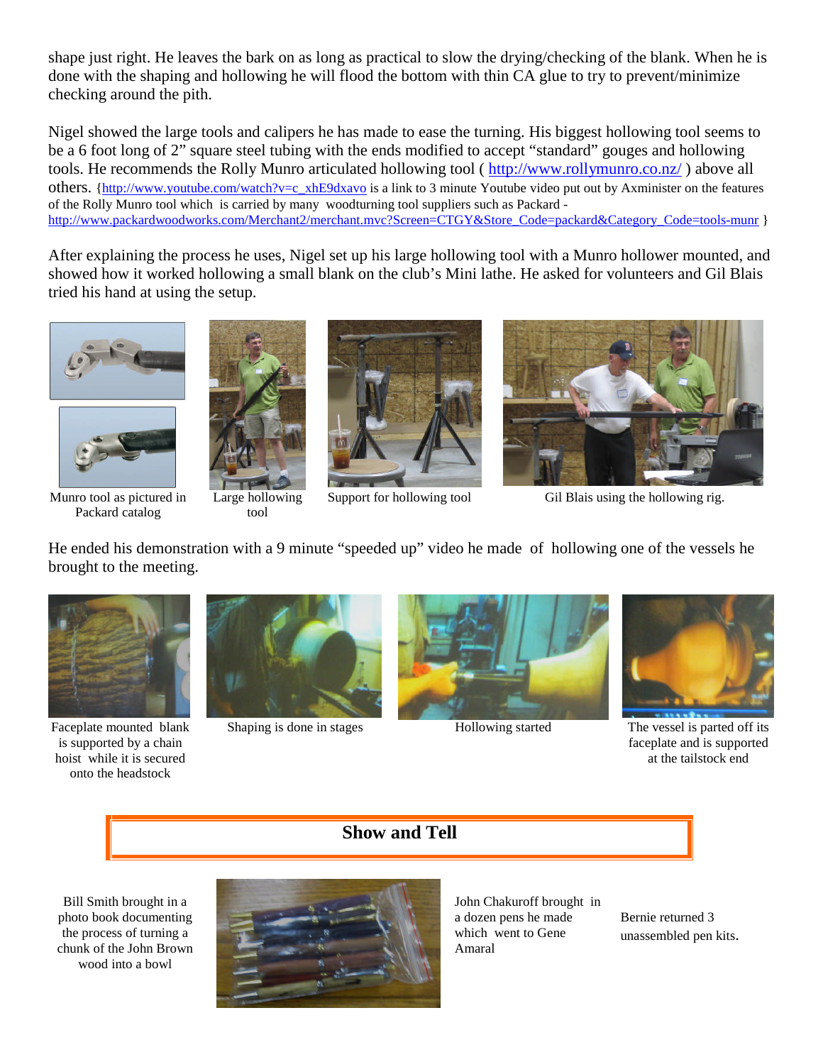shape just right. He leaves the bark on as long as practical to slow the drying/checking of the blank. When he is done with the shaping and hollowing he will flood the bottom with thin CA glue to try to prevent/minimize checking around the pith.

Nigel showed the large tools and calipers he has made to ease the turning. His biggest hollowing tool seems to be a 6 foot long of 2" square steel tubing with the ends modified to accept "standard" gouges and hollowing tools. He recommends the Rolly Munro articulated hollowing tool ( http://www.rollymunro.co.nz/ ) above all others. {http://www.youtube.com/watch?v=c_xhE9dxavo is a link to 3 minute Youtube video put out by Axminster on the features of the Rolly Munro tool which is carried by many woodturning tool suppliers such as Packard - http://www.packardwoodworks.com/Merchant2/merchant.mvc?Screen=CTGY&Store_Code=packard&Category_Code=tools-munr }

After explaining the process he uses, Nigel set up his large hollowing tool with a Munro hollower mounted, and showed how it worked hollowing a small blank on the club's Mini lathe. He asked for volunteers and Gil Blais tried his hand at using the setup.

Munro tool as pictured in Packard catalog

Large hollowing tool

Support for hollowing tool

Gil Blais using the hollowing rig.

He ended his demonstration with a 9 minute "speeded up" video he made of hollowing one of the vessels he brought to the meeting.

Faceplate mounted blank is supported by a chain hoist while it is secured onto the headstock

Shaping is done in stages

Hollowing started

The vessel is parted off its faceplate and is supported at the tailstock end

## Show and Tell

Bill Smith brought in a photo book documenting the process of turning a chunk of the John Brown wood into a bowl

John Chakuroff brought in a dozen pens he made which went to Gene Amaral

Bernie returned 3 unassembled pen kits.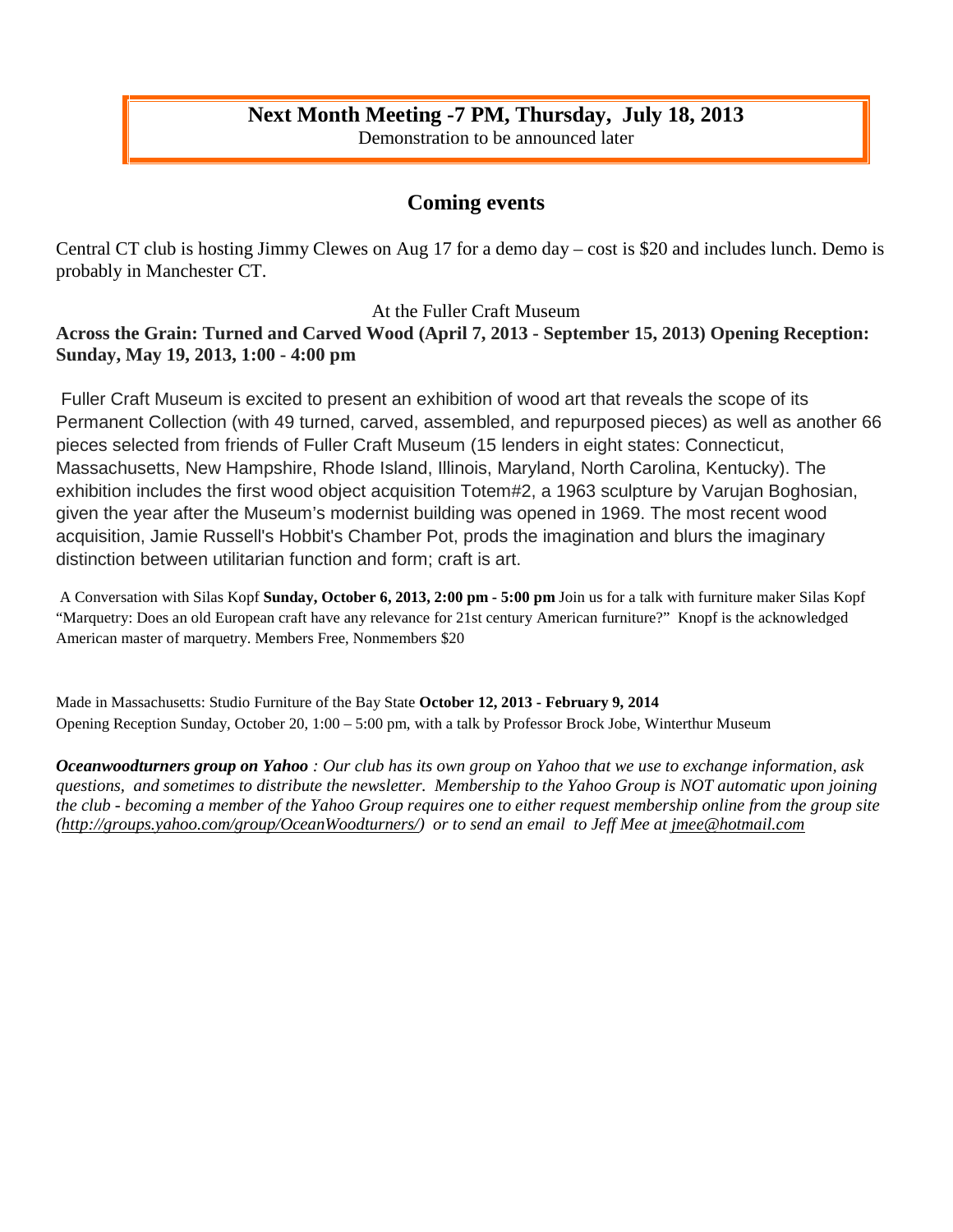**Next Month Meeting -7 PM, Thursday, July 18, 2013**

Demonstration to be announced later

## Coming events

Central CT club is hosting Jimmy Clewes on Aug 17 for a demo day – cost is $20 and includes lunch. Demo is probably in Manchester CT.

At the Fuller Craft Museum

**Across the Grain: Turned and Carved Wood (April 7, 2013 - September 15, 2013) Opening Reception: Sunday, May 19, 2013, 1:00 - 4:00 pm**

Fuller Craft Museum is excited to present an exhibition of wood art that reveals the scope of its Permanent Collection (with 49 turned, carved, assembled, and repurposed pieces) as well as another 66 pieces selected from friends of Fuller Craft Museum (15 lenders in eight states: Connecticut, Massachusetts, New Hampshire, Rhode Island, Illinois, Maryland, North Carolina, Kentucky). The exhibition includes the first wood object acquisition Totem#2, a 1963 sculpture by Varujan Boghosian, given the year after the Museum's modernist building was opened in 1969. The most recent wood acquisition, Jamie Russell's Hobbit's Chamber Pot, prods the imagination and blurs the imaginary distinction between utilitarian function and form; craft is art.

A Conversation with Silas Kopf **Sunday, October 6, 2013, 2:00 pm - 5:00 pm** Join us for a talk with furniture maker Silas Kopf "Marquetry: Does an old European craft have any relevance for 21st century American furniture?" Knopf is the acknowledged American master of marquetry. Members Free, Nonmembers $20

Made in Massachusetts: Studio Furniture of the Bay State **October 12, 2013 - February 9, 2014**
Opening Reception Sunday, October 20, 1:00 – 5:00 pm, with a talk by Professor Brock Jobe, Winterthur Museum

***Oceanwoodturners group on Yahoo** : Our club has its own group on Yahoo that we use to exchange information, ask questions, and sometimes to distribute the newsletter. Membership to the Yahoo Group is NOT automatic upon joining the club - becoming a member of the Yahoo Group requires one to either request membership online from the group site (http://groups.yahoo.com/group/OceanWoodturners/) or to send an email to Jeff Mee at jmee@hotmail.com*